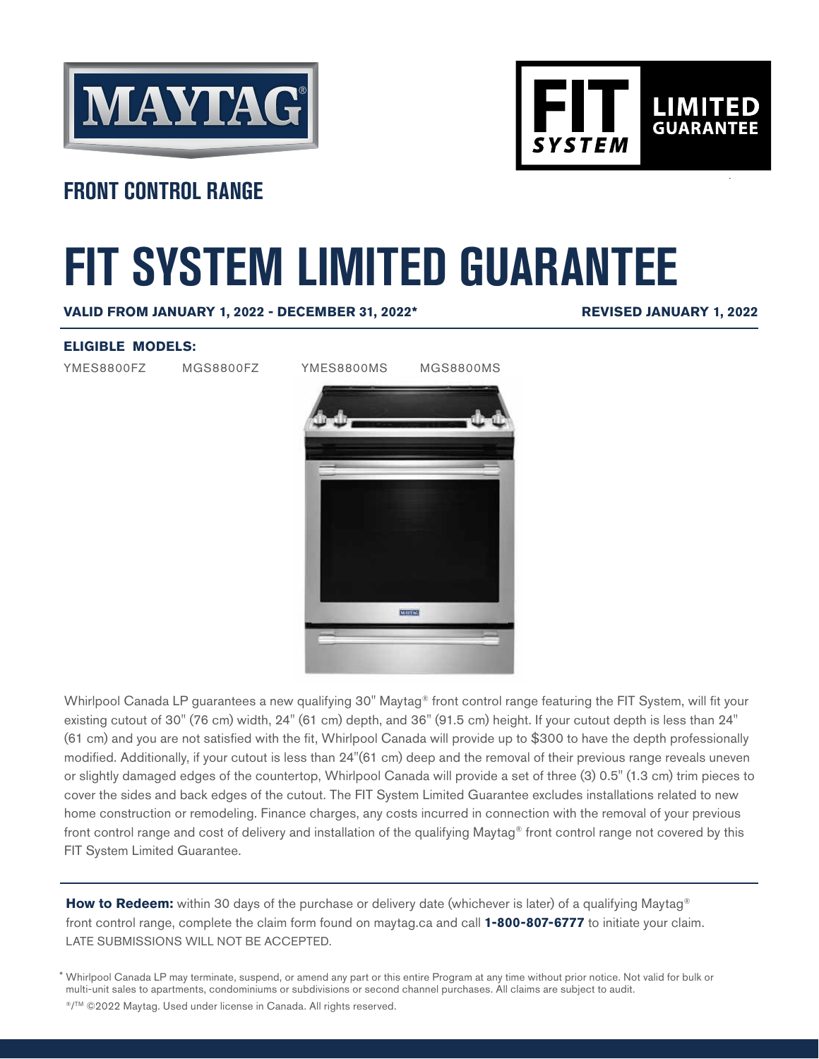MAYTAG®

FIT SYSTEM LIMITED GUARANTEE

## FRONT CONTROL RANGE

# FIT SYSTEM LIMITED GUARANTEE

**VALID FROM JANUARY 1, 2022 - DECEMBER 31, 2022*** **REVISED JANUARY 1, 2022**

**ELIGIBLE MODELS:**

YMES8800FZ MGS8800FZ YMES8800MS MGS8800MS

Whirlpool Canada LP guarantees a new qualifying 30" Maytag® front control range featuring the FIT System, will fit your existing cutout of 30" (76 cm) width, 24" (61 cm) depth, and 36" (91.5 cm) height. If your cutout depth is less than 24" (61 cm) and you are not satisfied with the fit, Whirlpool Canada will provide up to $300 to have the depth professionally modified. Additionally, if your cutout is less than 24"(61 cm) deep and the removal of their previous range reveals uneven or slightly damaged edges of the countertop, Whirlpool Canada will provide a set of three (3) 0.5" (1.3 cm) trim pieces to cover the sides and back edges of the cutout. The FIT System Limited Guarantee excludes installations related to new home construction or remodeling. Finance charges, any costs incurred in connection with the removal of your previous front control range and cost of delivery and installation of the qualifying Maytag® front control range not covered by this FIT System Limited Guarantee.

**How to Redeem:** within 30 days of the purchase or delivery date (whichever is later) of a qualifying Maytag® front control range, complete the claim form found on maytag.ca and call **1-800-807-6777** to initiate your claim. LATE SUBMISSIONS WILL NOT BE ACCEPTED.

\* Whirlpool Canada LP may terminate, suspend, or amend any part or this entire Program at any time without prior notice. Not valid for bulk or multi-unit sales to apartments, condominiums or subdivisions or second channel purchases. All claims are subject to audit.

®/™ ©2022 Maytag. Used under license in Canada. All rights reserved.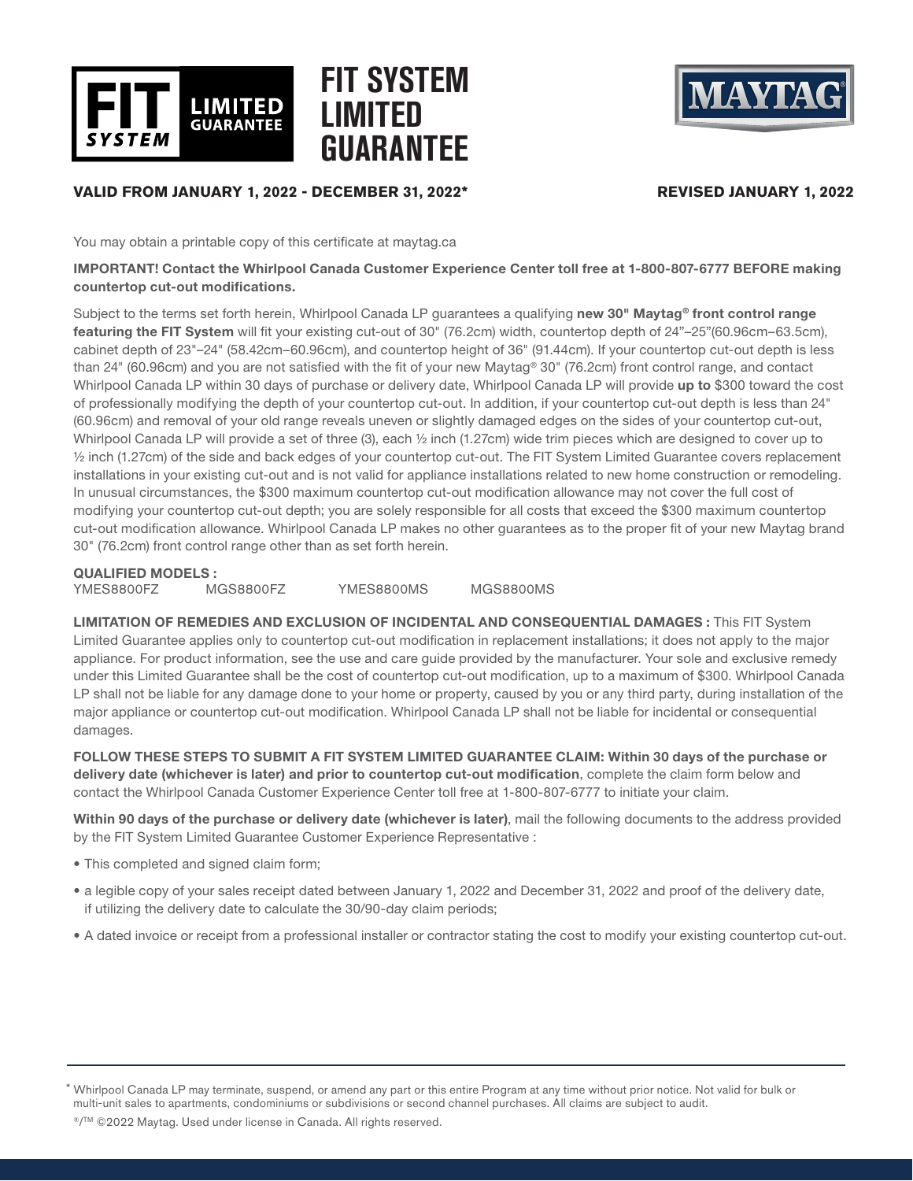# FIT SYSTEM LIMITED GUARANTEE

**VALID FROM JANUARY 1, 2022 - DECEMBER 31, 2022***

**REVISED JANUARY 1, 2022**

You may obtain a printable copy of this certificate at maytag.ca

**IMPORTANT! Contact the Whirlpool Canada Customer Experience Center toll free at 1-800-807-6777 BEFORE making countertop cut-out modifications.**

Subject to the terms set forth herein, Whirlpool Canada LP guarantees a qualifying **new 30" Maytag® front control range featuring the FIT System** will fit your existing cut-out of 30" (76.2cm) width, countertop depth of 24"–25"(60.96cm–63.5cm), cabinet depth of 23"–24" (58.42cm–60.96cm), and countertop height of 36" (91.44cm). If your countertop cut-out depth is less than 24" (60.96cm) and you are not satisfied with the fit of your new Maytag® 30" (76.2cm) front control range, and contact Whirlpool Canada LP within 30 days of purchase or delivery date, Whirlpool Canada LP will provide **up to** $300 toward the cost of professionally modifying the depth of your countertop cut-out. In addition, if your countertop cut-out depth is less than 24" (60.96cm) and removal of your old range reveals uneven or slightly damaged edges on the sides of your countertop cut-out, Whirlpool Canada LP will provide a set of three (3), each ½ inch (1.27cm) wide trim pieces which are designed to cover up to ½ inch (1.27cm) of the side and back edges of your countertop cut-out. The FIT System Limited Guarantee covers replacement installations in your existing cut-out and is not valid for appliance installations related to new home construction or remodeling. In unusual circumstances, the $300 maximum countertop cut-out modification allowance may not cover the full cost of modifying your countertop cut-out depth; you are solely responsible for all costs that exceed the $300 maximum countertop cut-out modification allowance. Whirlpool Canada LP makes no other guarantees as to the proper fit of your new Maytag brand 30" (76.2cm) front control range other than as set forth herein.

**QUALIFIED MODELS :**

YMES8800FZ    MGS8800FZ    YMES8800MS    MGS8800MS

**LIMITATION OF REMEDIES AND EXCLUSION OF INCIDENTAL AND CONSEQUENTIAL DAMAGES :** This FIT System Limited Guarantee applies only to countertop cut-out modification in replacement installations; it does not apply to the major appliance. For product information, see the use and care guide provided by the manufacturer. Your sole and exclusive remedy under this Limited Guarantee shall be the cost of countertop cut-out modification, up to a maximum of $300. Whirlpool Canada LP shall not be liable for any damage done to your home or property, caused by you or any third party, during installation of the major appliance or countertop cut-out modification. Whirlpool Canada LP shall not be liable for incidental or consequential damages.

**FOLLOW THESE STEPS TO SUBMIT A FIT SYSTEM LIMITED GUARANTEE CLAIM: Within 30 days of the purchase or delivery date (whichever is later) and prior to countertop cut-out modification**, complete the claim form below and contact the Whirlpool Canada Customer Experience Center toll free at 1-800-807-6777 to initiate your claim.

**Within 90 days of the purchase or delivery date (whichever is later)**, mail the following documents to the address provided by the FIT System Limited Guarantee Customer Experience Representative :

- This completed and signed claim form;
- a legible copy of your sales receipt dated between January 1, 2022 and December 31, 2022 and proof of the delivery date, if utilizing the delivery date to calculate the 30/90-day claim periods;
- A dated invoice or receipt from a professional installer or contractor stating the cost to modify your existing countertop cut-out.

* Whirlpool Canada LP may terminate, suspend, or amend any part or this entire Program at any time without prior notice. Not valid for bulk or multi-unit sales to apartments, condominiums or subdivisions or second channel purchases. All claims are subject to audit.

®/™ ©2022 Maytag. Used under license in Canada. All rights reserved.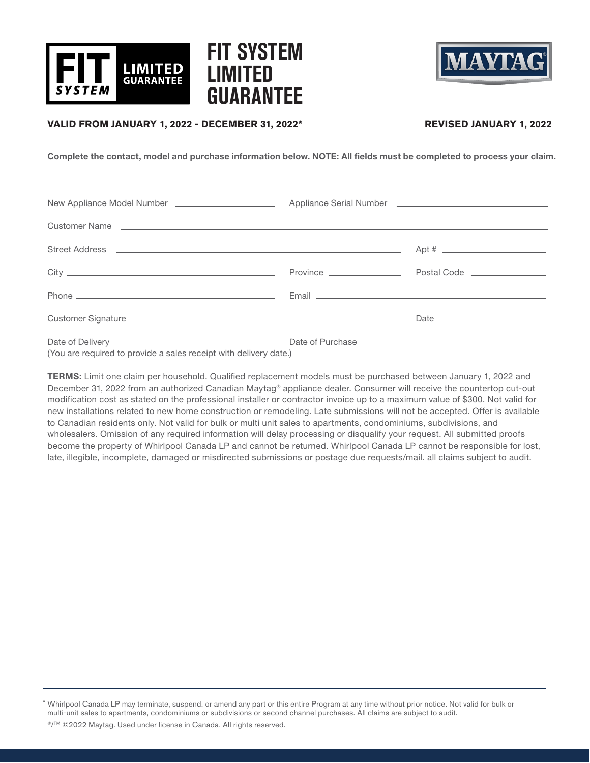**FIT SYSTEM LIMITED GUARANTEE**

# FIT SYSTEM LIMITED GUARANTEE

MAYTAG

**VALID FROM JANUARY 1, 2022 - DECEMBER 31, 2022*** **REVISED JANUARY 1, 2022**

**Complete the contact, model and purchase information below. NOTE: All fields must be completed to process your claim.**

New Appliance Model Number ____________________ Appliance Serial Number ______________________________

Customer Name ______________________________________________________________________

Street Address ______________________________________________ Apt # ____________________

City ________________________________ Province ______________ Postal Code ______________

Phone ________________________________ Email ________________________________________

Customer Signature ______________________________________________ Date ____________________

Date of Delivery ____________________________ Date of Purchase ______________________________
(You are required to provide a sales receipt with delivery date.)

**TERMS:** Limit one claim per household. Qualified replacement models must be purchased between January 1, 2022 and December 31, 2022 from an authorized Canadian Maytag® appliance dealer. Consumer will receive the countertop cut-out modification cost as stated on the professional installer or contractor invoice up to a maximum value of $300. Not valid for new installations related to new home construction or remodeling. Late submissions will not be accepted. Offer is available to Canadian residents only. Not valid for bulk or multi unit sales to apartments, condominiums, subdivisions, and wholesalers. Omission of any required information will delay processing or disqualify your request. All submitted proofs become the property of Whirlpool Canada LP and cannot be returned. Whirlpool Canada LP cannot be responsible for lost, late, illegible, incomplete, damaged or misdirected submissions or postage due requests/mail. all claims subject to audit.

* Whirlpool Canada LP may terminate, suspend, or amend any part or this entire Program at any time without prior notice. Not valid for bulk or multi-unit sales to apartments, condominiums or subdivisions or second channel purchases. All claims are subject to audit.

®/™ ©2022 Maytag. Used under license in Canada. All rights reserved.